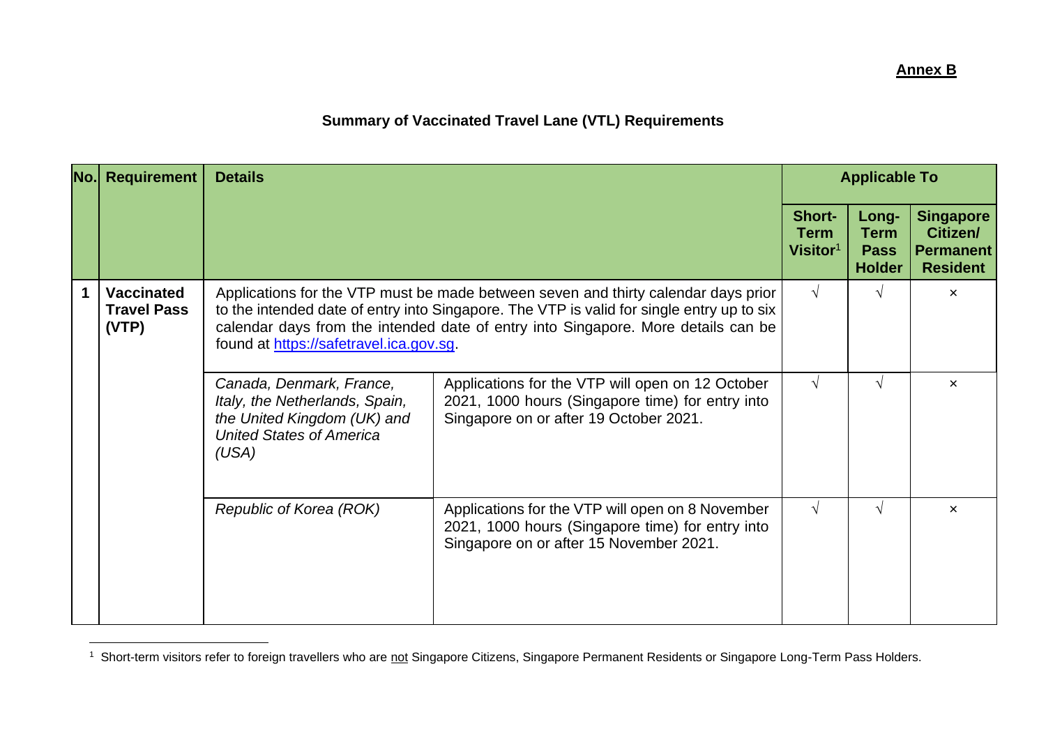**Annex B**

## Summary of Vaccinated Travel Lane (VTL) Requirements

| No. | Requirement | Details | | Applicable To | | |
|---|---|---|---|---|---|---|
| | | | | **Short-Term Visitor**[1] | **Long-Term Pass Holder** | **Singapore Citizen/ Permanent Resident** |
| **1** | **Vaccinated Travel Pass (VTP)** | Applications for the VTP must be made between seven and thirty calendar days prior to the intended date of entry into Singapore. The VTP is valid for single entry up to six calendar days from the intended date of entry into Singapore. More details can be found at https://safetravel.ica.gov.sg. | | √ | √ | × |
| | | *Canada, Denmark, France, Italy, the Netherlands, Spain, the United Kingdom (UK) and United States of America (USA)* | Applications for the VTP will open on 12 October 2021, 1000 hours (Singapore time) for entry into Singapore on or after 19 October 2021. | √ | √ | × |
| | | *Republic of Korea (ROK)* | Applications for the VTP will open on 8 November 2021, 1000 hours (Singapore time) for entry into Singapore on or after 15 November 2021. | √ | √ | × |

[1] Short-term visitors refer to foreign travellers who are not Singapore Citizens, Singapore Permanent Residents or Singapore Long-Term Pass Holders.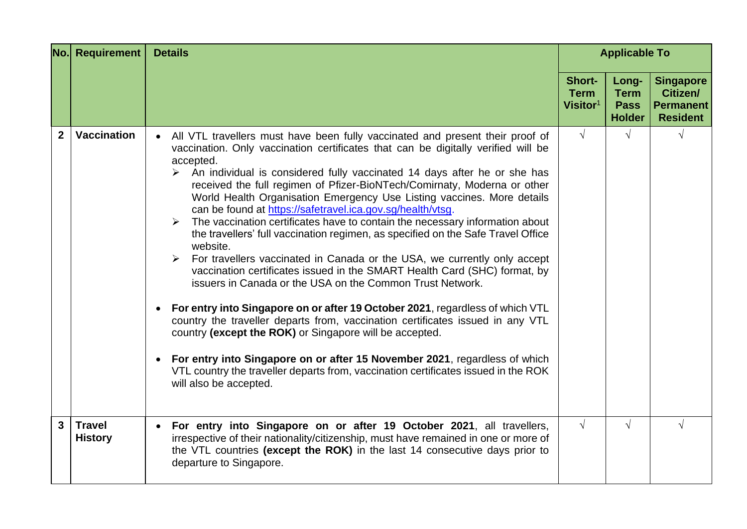| No. | Requirement | Details | Applicable To | | |
|---|---|---|---|---|---|
| | | | Short-Term Visitor[1] | Long-Term Pass Holder | Singapore Citizen/ Permanent Resident |
| 2 | Vaccination | • All VTL travellers must have been fully vaccinated and present their proof of vaccination. Only vaccination certificates that can be digitally verified will be accepted.<br>➢ An individual is considered fully vaccinated 14 days after he or she has received the full regimen of Pfizer-BioNTech/Comirnaty, Moderna or other World Health Organisation Emergency Use Listing vaccines. More details can be found at https://safetravel.ica.gov.sg/health/vtsg.<br>➢ The vaccination certificates have to contain the necessary information about the travellers' full vaccination regimen, as specified on the Safe Travel Office website.<br>➢ For travellers vaccinated in Canada or the USA, we currently only accept vaccination certificates issued in the SMART Health Card (SHC) format, by issuers in Canada or the USA on the Common Trust Network.<br><br>• **For entry into Singapore on or after 19 October 2021**, regardless of which VTL country the traveller departs from, vaccination certificates issued in any VTL country **(except the ROK)** or Singapore will be accepted.<br><br>• **For entry into Singapore on or after 15 November 2021**, regardless of which VTL country the traveller departs from, vaccination certificates issued in the ROK will also be accepted. | √ | √ | √ |
| 3 | Travel History | • **For entry into Singapore on or after 19 October 2021**, all travellers, irrespective of their nationality/citizenship, must have remained in one or more of the VTL countries **(except the ROK)** in the last 14 consecutive days prior to departure to Singapore. | √ | √ | √ |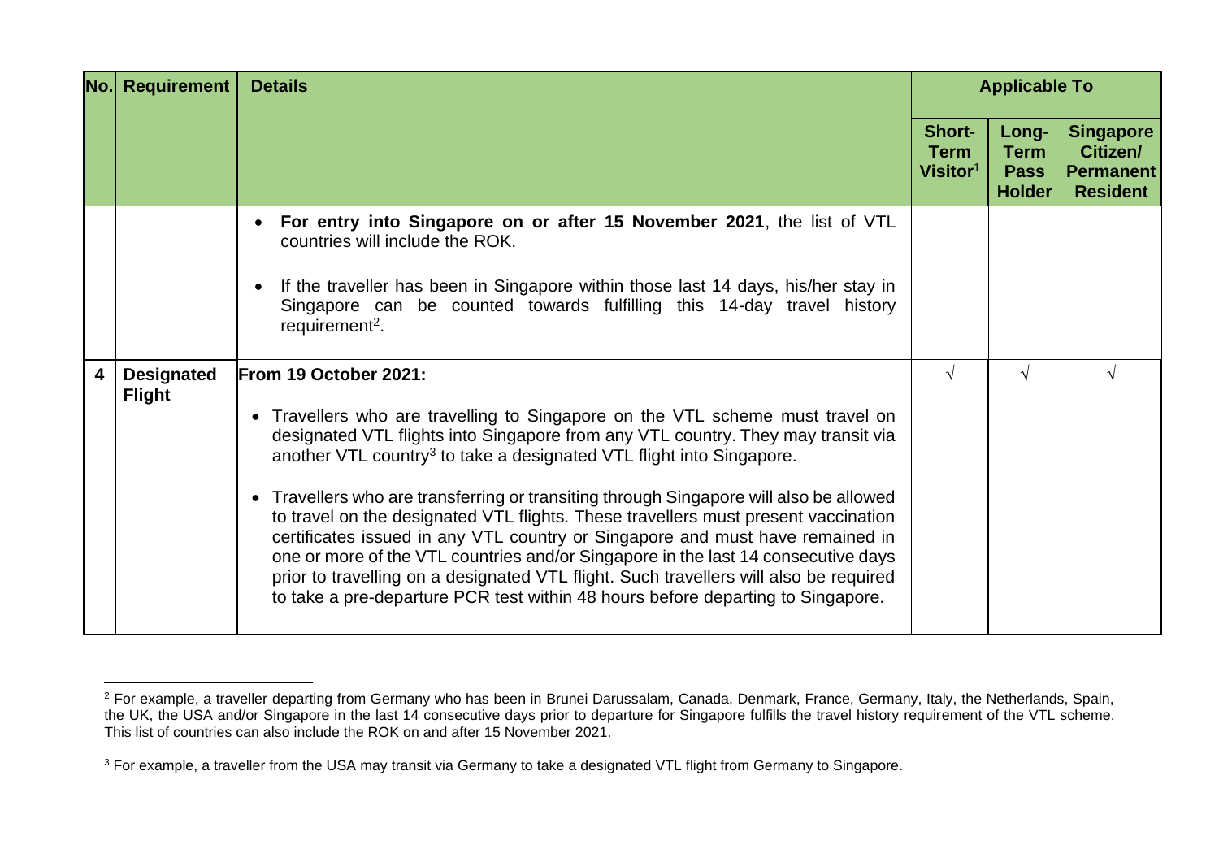| No. | Requirement | Details | Applicable To | | |
|---|---|---|---|---|---|
| | | | **Short-Term Visitor**[1] | **Long-Term Pass Holder** | **Singapore Citizen/ Permanent Resident** |
| | | • **For entry into Singapore on or after 15 November 2021**, the list of VTL countries will include the ROK.<br><br>• If the traveller has been in Singapore within those last 14 days, his/her stay in Singapore can be counted towards fulfilling this 14-day travel history requirement[2]. | | | |
| **4** | **Designated Flight** | **From 19 October 2021:**<br><br>• Travellers who are travelling to Singapore on the VTL scheme must travel on designated VTL flights into Singapore from any VTL country. They may transit via another VTL country[3] to take a designated VTL flight into Singapore.<br><br>• Travellers who are transferring or transiting through Singapore will also be allowed to travel on the designated VTL flights. These travellers must present vaccination certificates issued in any VTL country or Singapore and must have remained in one or more of the VTL countries and/or Singapore in the last 14 consecutive days prior to travelling on a designated VTL flight. Such travellers will also be required to take a pre-departure PCR test within 48 hours before departing to Singapore. | √ | √ | √ |

[2] For example, a traveller departing from Germany who has been in Brunei Darussalam, Canada, Denmark, France, Germany, Italy, the Netherlands, Spain, the UK, the USA and/or Singapore in the last 14 consecutive days prior to departure for Singapore fulfills the travel history requirement of the VTL scheme. This list of countries can also include the ROK on and after 15 November 2021.

[3] For example, a traveller from the USA may transit via Germany to take a designated VTL flight from Germany to Singapore.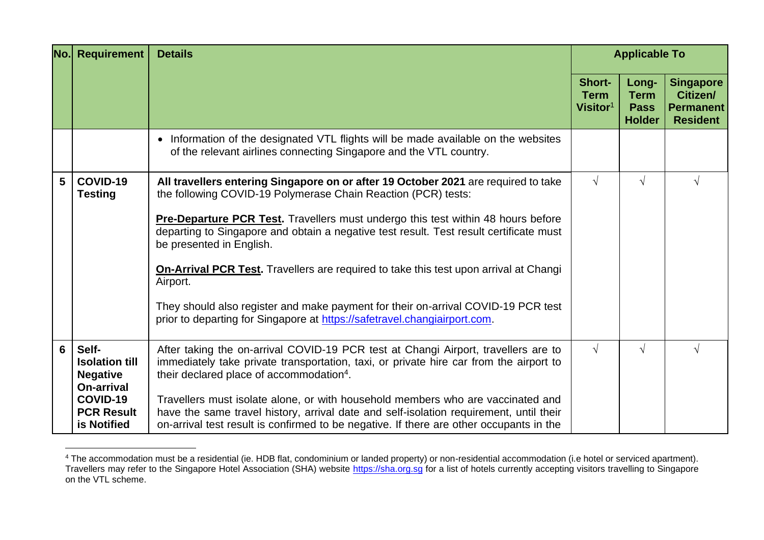| No. | Requirement | Details | Applicable To | | |
|---|---|---|---|---|---|
| | | | Short-Term Visitor[1] | Long-Term Pass Holder | Singapore Citizen/ Permanent Resident |
| | | • Information of the designated VTL flights will be made available on the websites of the relevant airlines connecting Singapore and the VTL country. | | | |
| 5 | **COVID-19 Testing** | **All travellers entering Singapore on or after 19 October 2021** are required to take the following COVID-19 Polymerase Chain Reaction (PCR) tests:<br><br>**Pre-Departure PCR Test.** Travellers must undergo this test within 48 hours before departing to Singapore and obtain a negative test result. Test result certificate must be presented in English.<br><br>**On-Arrival PCR Test.** Travellers are required to take this test upon arrival at Changi Airport.<br><br>They should also register and make payment for their on-arrival COVID-19 PCR test prior to departing for Singapore at https://safetravel.changiairport.com. | √ | √ | √ |
| 6 | **Self-Isolation till Negative On-arrival COVID-19 PCR Result is Notified** | After taking the on-arrival COVID-19 PCR test at Changi Airport, travellers are to immediately take private transportation, taxi, or private hire car from the airport to their declared place of accommodation[4].<br><br>Travellers must isolate alone, or with household members who are vaccinated and have the same travel history, arrival date and self-isolation requirement, until their on-arrival test result is confirmed to be negative. If there are other occupants in the | √ | √ | √ |

[4] The accommodation must be a residential (ie. HDB flat, condominium or landed property) or non-residential accommodation (i.e hotel or serviced apartment). Travellers may refer to the Singapore Hotel Association (SHA) website https://sha.org.sg for a list of hotels currently accepting visitors travelling to Singapore on the VTL scheme.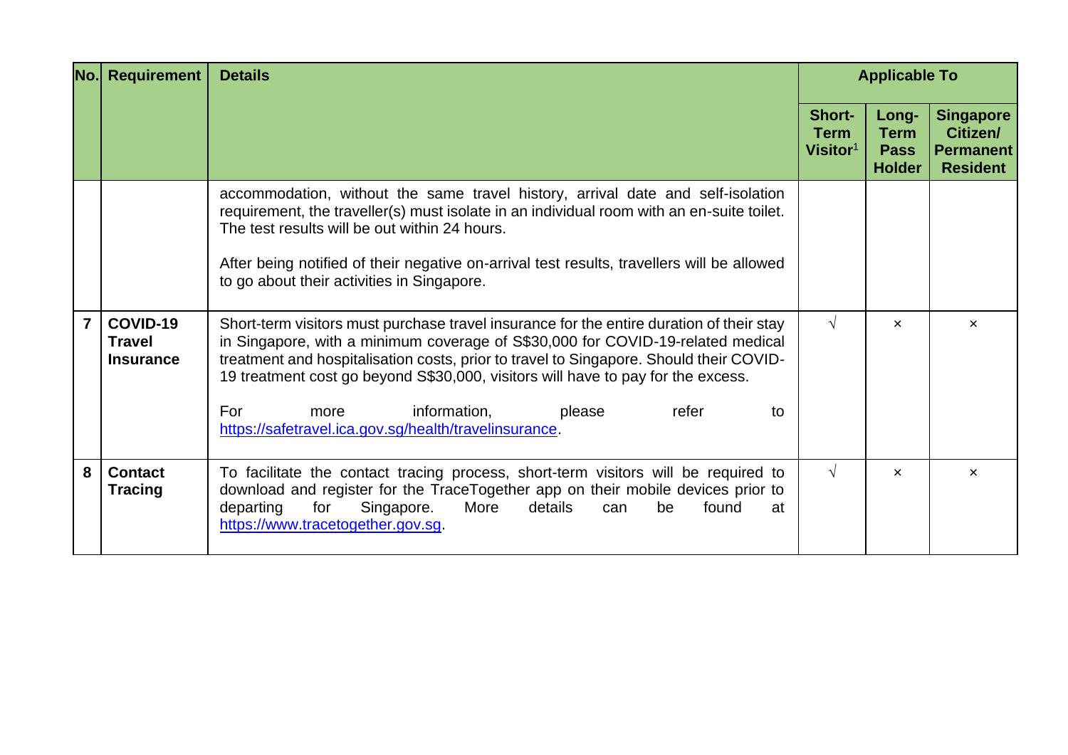| No. | Requirement | Details | Applicable To | | |
|---|---|---|---|---|---|
| | | | Short-Term Visitor[1] | Long-Term Pass Holder | Singapore Citizen/ Permanent Resident |
| | | accommodation, without the same travel history, arrival date and self-isolation requirement, the traveller(s) must isolate in an individual room with an en-suite toilet. The test results will be out within 24 hours.<br><br>After being notified of their negative on-arrival test results, travellers will be allowed to go about their activities in Singapore. | | | |
| 7 | **COVID-19 Travel Insurance** | Short-term visitors must purchase travel insurance for the entire duration of their stay in Singapore, with a minimum coverage of S$30,000 for COVID-19-related medical treatment and hospitalisation costs, prior to travel to Singapore. Should their COVID-19 treatment cost go beyond S$30,000, visitors will have to pay for the excess.<br><br>For more information, please refer to https://safetravel.ica.gov.sg/health/travelinsurance. | √ | × | × |
| 8 | **Contact Tracing** | To facilitate the contact tracing process, short-term visitors will be required to download and register for the TraceTogether app on their mobile devices prior to departing for Singapore. More details can be found at https://www.tracetogether.gov.sg. | √ | × | × |